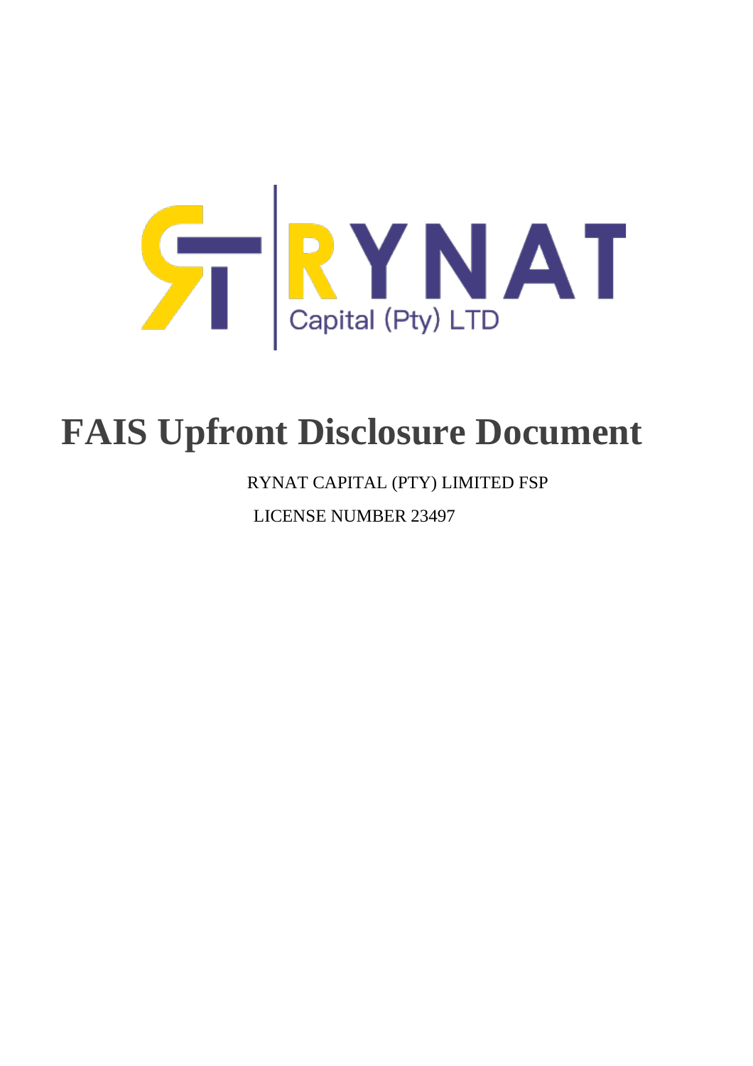RYNAT

Capital (Pty) LTD

# FAIS Upfront Disclosure Document

RYNAT CAPITAL (PTY) LIMITED FSP

LICENSE NUMBER 23497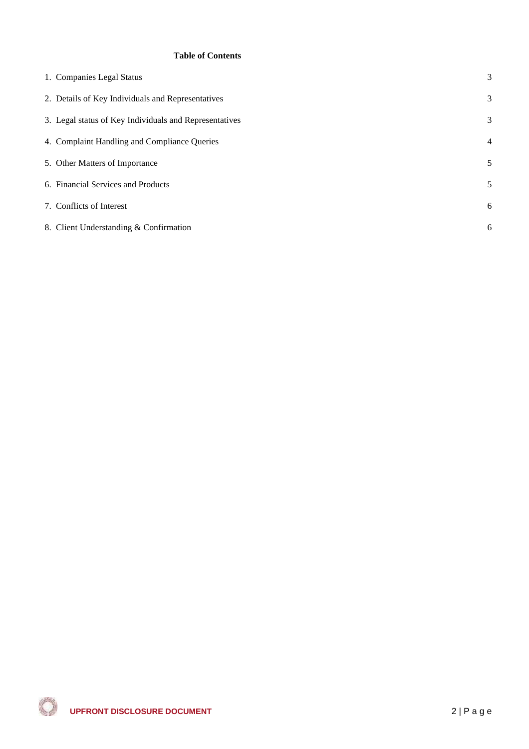**Table of Contents**

| | |
|---|---|
| 1. Companies Legal Status | 3 |
| 2. Details of Key Individuals and Representatives | 3 |
| 3. Legal status of Key Individuals and Representatives | 3 |
| 4. Complaint Handling and Compliance Queries | 4 |
| 5. Other Matters of Importance | 5 |
| 6. Financial Services and Products | 5 |
| 7. Conflicts of Interest | 6 |
| 8. Client Understanding & Confirmation | 6 |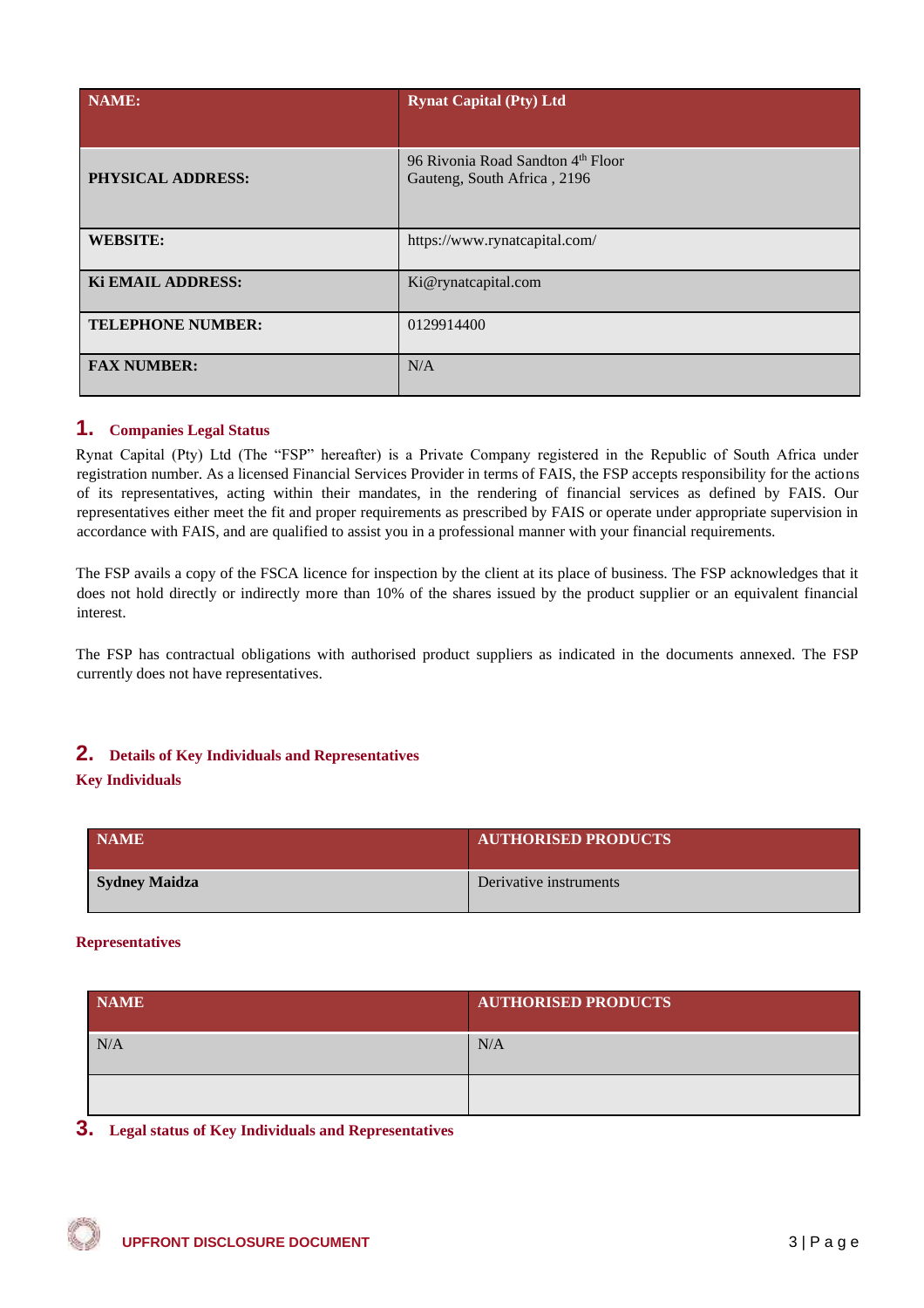| NAME: | Rynat Capital (Pty) Ltd |
|---|---|
| PHYSICAL ADDRESS: | 96 Rivonia Road Sandton 4th Floor Gauteng, South Africa , 2196 |
| WEBSITE: | https://www.rynatcapital.com/ |
| Ki EMAIL ADDRESS: | Ki@rynatcapital.com |
| TELEPHONE NUMBER: | 0129914400 |
| FAX NUMBER: | N/A |

## 1. Companies Legal Status

Rynat Capital (Pty) Ltd (The "FSP" hereafter) is a Private Company registered in the Republic of South Africa under registration number. As a licensed Financial Services Provider in terms of FAIS, the FSP accepts responsibility for the actions of its representatives, acting within their mandates, in the rendering of financial services as defined by FAIS. Our representatives either meet the fit and proper requirements as prescribed by FAIS or operate under appropriate supervision in accordance with FAIS, and are qualified to assist you in a professional manner with your financial requirements.

The FSP avails a copy of the FSCA licence for inspection by the client at its place of business. The FSP acknowledges that it does not hold directly or indirectly more than 10% of the shares issued by the product supplier or an equivalent financial interest.

The FSP has contractual obligations with authorised product suppliers as indicated in the documents annexed. The FSP currently does not have representatives.

## 2. Details of Key Individuals and Representatives

### Key Individuals

| NAME | AUTHORISED PRODUCTS |
|---|---|
| **Sydney Maidza** | Derivative instruments |

### Representatives

| NAME | AUTHORISED PRODUCTS |
|---|---|
| N/A | N/A |
| | |

## 3. Legal status of Key Individuals and Representatives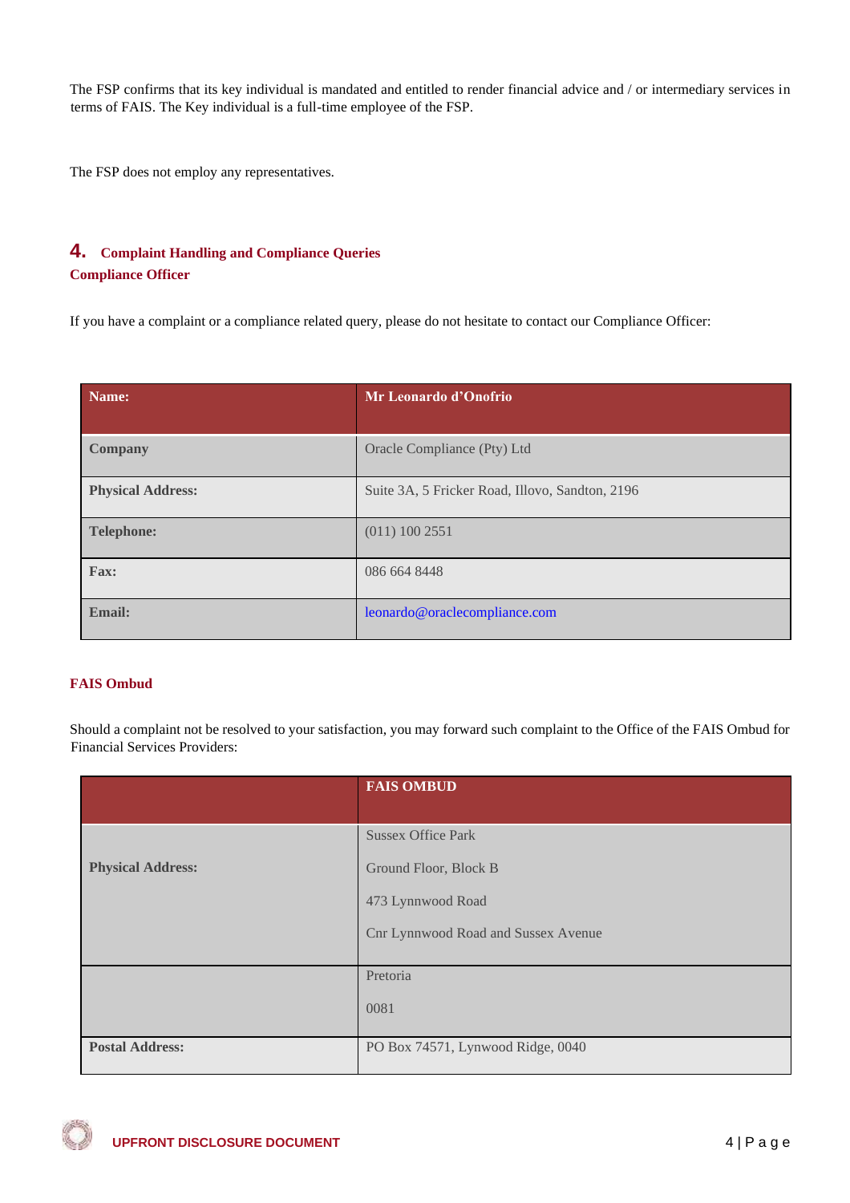The FSP confirms that its key individual is mandated and entitled to render financial advice and / or intermediary services in terms of FAIS. The Key individual is a full-time employee of the FSP.

The FSP does not employ any representatives.

## 4. Complaint Handling and Compliance Queries

### Compliance Officer

If you have a complaint or a compliance related query, please do not hesitate to contact our Compliance Officer:

| **Name:** | **Mr Leonardo d'Onofrio** |
|---|---|
| **Company** | Oracle Compliance (Pty) Ltd |
| **Physical Address:** | Suite 3A, 5 Fricker Road, Illovo, Sandton, 2196 |
| **Telephone:** | (011) 100 2551 |
| **Fax:** | 086 664 8448 |
| **Email:** | leonardo@oraclecompliance.com |

### FAIS Ombud

Should a complaint not be resolved to your satisfaction, you may forward such complaint to the Office of the FAIS Ombud for Financial Services Providers:

| | **FAIS OMBUD** |
|---|---|
| **Physical Address:** | Sussex Office Park<br>Ground Floor, Block B<br>473 Lynnwood Road<br>Cnr Lynnwood Road and Sussex Avenue |
| | Pretoria<br>0081 |
| **Postal Address:** | PO Box 74571, Lynwood Ridge, 0040 |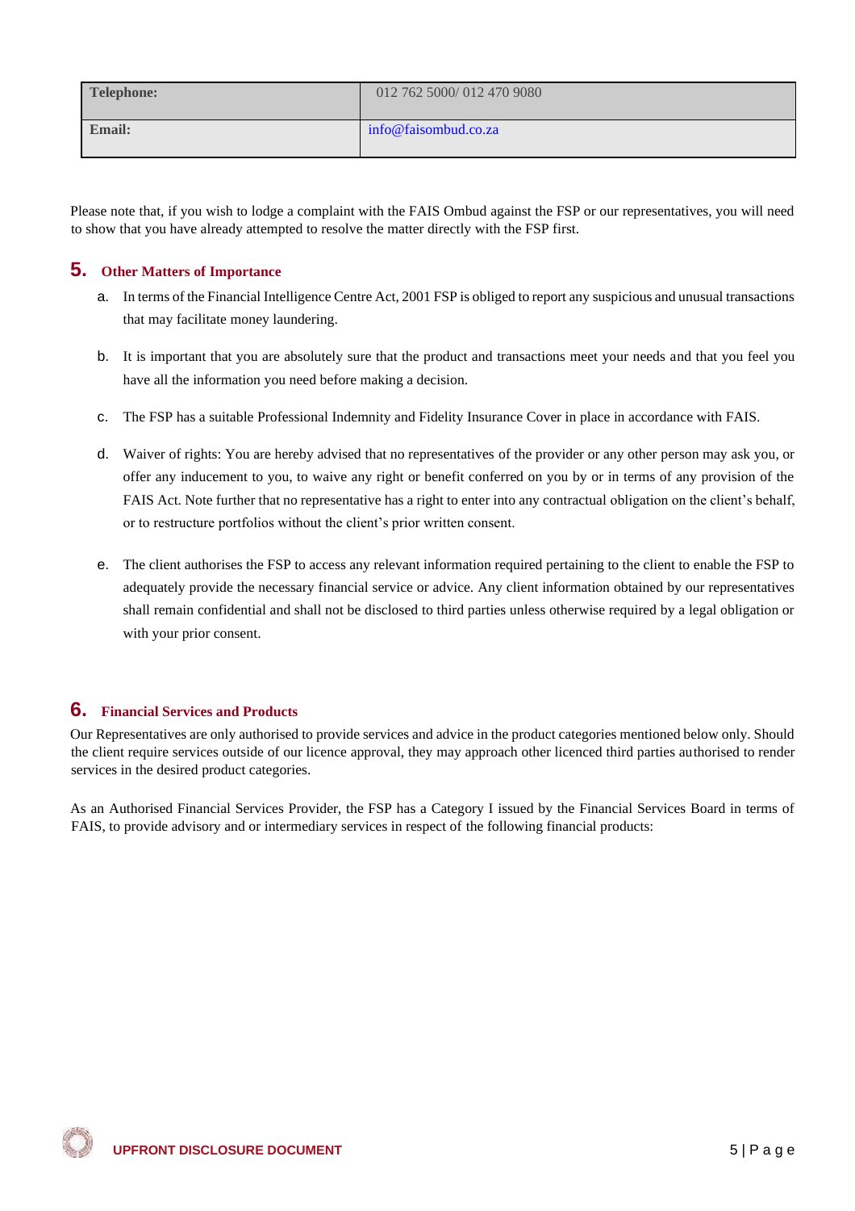| Telephone: | 012 762 5000/ 012 470 9080 |
|---|---|
| Email: | info@faisombud.co.za |

Please note that, if you wish to lodge a complaint with the FAIS Ombud against the FSP or our representatives, you will need to show that you have already attempted to resolve the matter directly with the FSP first.

## 5. Other Matters of Importance

a. In terms of the Financial Intelligence Centre Act, 2001 FSP is obliged to report any suspicious and unusual transactions that may facilitate money laundering.

b. It is important that you are absolutely sure that the product and transactions meet your needs and that you feel you have all the information you need before making a decision.

c. The FSP has a suitable Professional Indemnity and Fidelity Insurance Cover in place in accordance with FAIS.

d. Waiver of rights: You are hereby advised that no representatives of the provider or any other person may ask you, or offer any inducement to you, to waive any right or benefit conferred on you by or in terms of any provision of the FAIS Act. Note further that no representative has a right to enter into any contractual obligation on the client's behalf, or to restructure portfolios without the client's prior written consent.

e. The client authorises the FSP to access any relevant information required pertaining to the client to enable the FSP to adequately provide the necessary financial service or advice. Any client information obtained by our representatives shall remain confidential and shall not be disclosed to third parties unless otherwise required by a legal obligation or with your prior consent.

## 6. Financial Services and Products

Our Representatives are only authorised to provide services and advice in the product categories mentioned below only. Should the client require services outside of our licence approval, they may approach other licenced third parties authorised to render services in the desired product categories.

As an Authorised Financial Services Provider, the FSP has a Category I issued by the Financial Services Board in terms of FAIS, to provide advisory and or intermediary services in respect of the following financial products: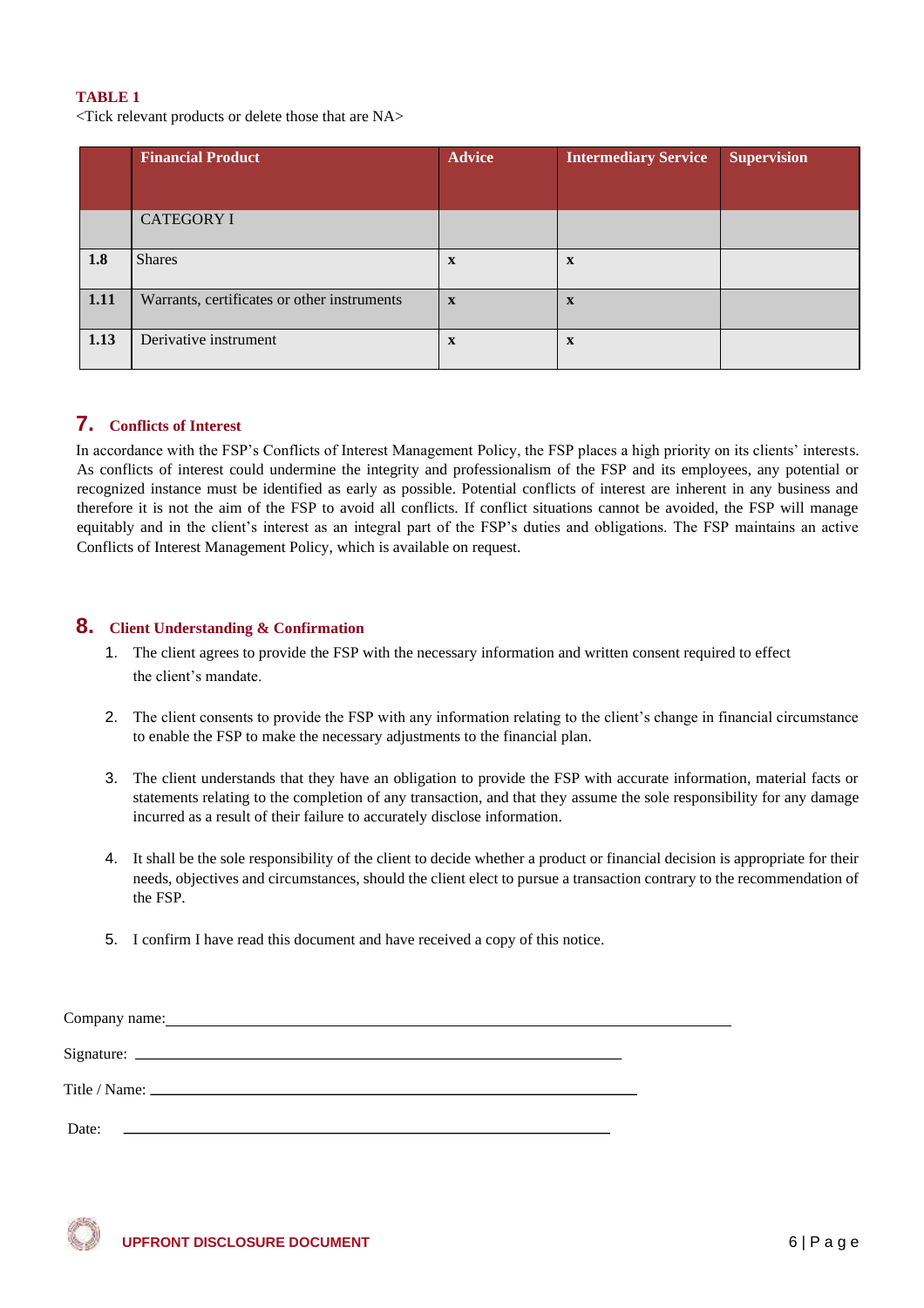**TABLE 1**

<Tick relevant products or delete those that are NA>

| | Financial Product | Advice | Intermediary Service | Supervision |
|---|---|---|---|---|
| | CATEGORY I | | | |
| 1.8 | Shares | x | x | |
| 1.11 | Warrants, certificates or other instruments | x | x | |
| 1.13 | Derivative instrument | x | x | |

## 7. Conflicts of Interest

In accordance with the FSP's Conflicts of Interest Management Policy, the FSP places a high priority on its clients' interests. As conflicts of interest could undermine the integrity and professionalism of the FSP and its employees, any potential or recognized instance must be identified as early as possible. Potential conflicts of interest are inherent in any business and therefore it is not the aim of the FSP to avoid all conflicts. If conflict situations cannot be avoided, the FSP will manage equitably and in the client's interest as an integral part of the FSP's duties and obligations. The FSP maintains an active Conflicts of Interest Management Policy, which is available on request.

## 8. Client Understanding & Confirmation

1. The client agrees to provide the FSP with the necessary information and written consent required to effect the client's mandate.
2. The client consents to provide the FSP with any information relating to the client's change in financial circumstance to enable the FSP to make the necessary adjustments to the financial plan.
3. The client understands that they have an obligation to provide the FSP with accurate information, material facts or statements relating to the completion of any transaction, and that they assume the sole responsibility for any damage incurred as a result of their failure to accurately disclose information.
4. It shall be the sole responsibility of the client to decide whether a product or financial decision is appropriate for their needs, objectives and circumstances, should the client elect to pursue a transaction contrary to the recommendation of the FSP.
5. I confirm I have read this document and have received a copy of this notice.

Company name: ______________________________________________

Signature: ______________________________________________

Title / Name: ______________________________________________

Date: ______________________________________________